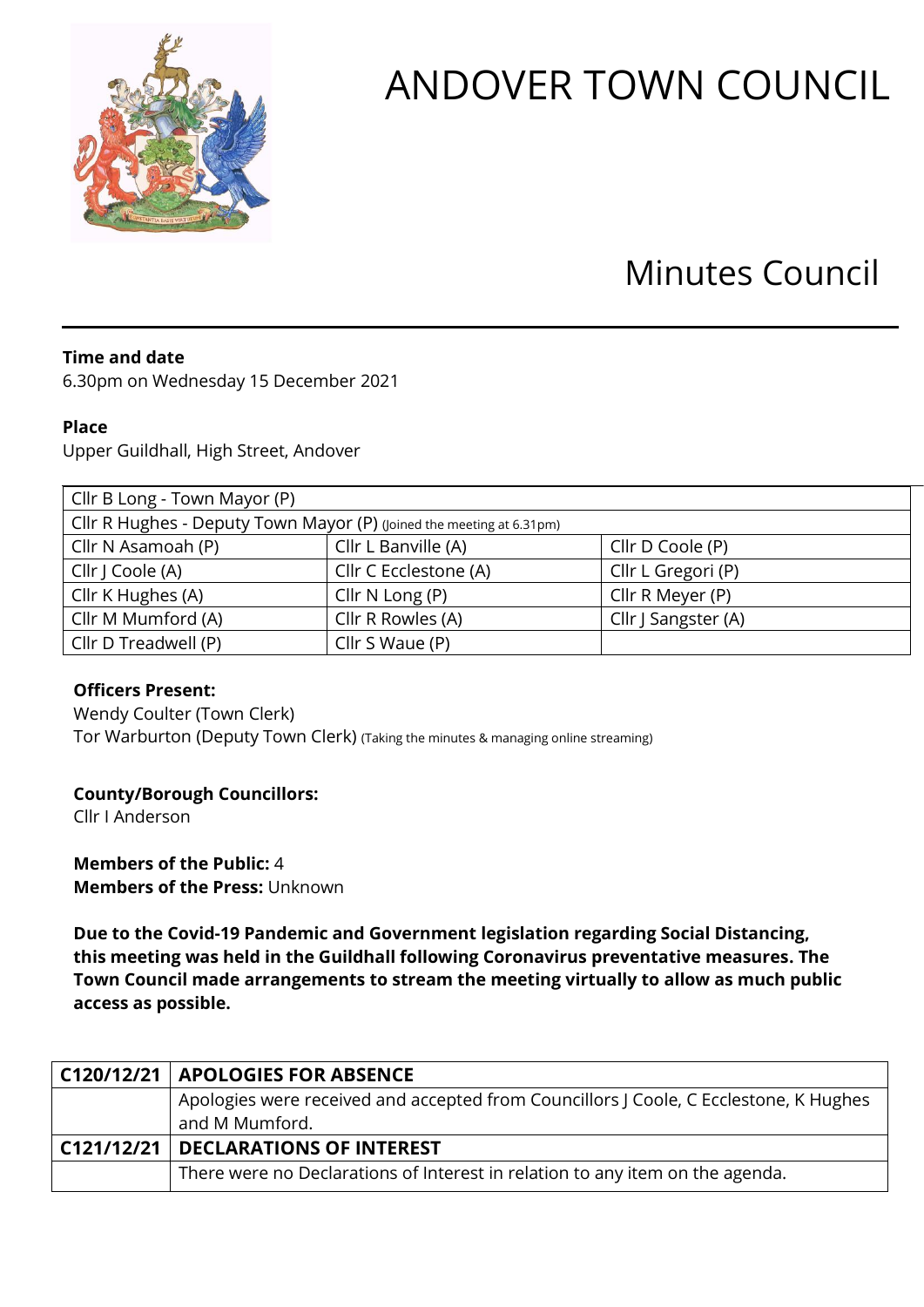# ANDOVER TOWN COUNCIL

## Minutes Council

**Time and date**
6.30pm on Wednesday 15 December 2021

**Place**
Upper Guildhall, High Street, Andover

| Cllr B Long - Town Mayor (P) | | |
|---|---|---|
| Cllr R Hughes - Deputy Town Mayor (P) (Joined the meeting at 6.31pm) | | |
| Cllr N Asamoah (P) | Cllr L Banville (A) | Cllr D Coole (P) |
| Cllr J Coole (A) | Cllr C Ecclestone (A) | Cllr L Gregori (P) |
| Cllr K Hughes (A) | Cllr N Long (P) | Cllr R Meyer (P) |
| Cllr M Mumford (A) | Cllr R Rowles (A) | Cllr J Sangster (A) |
| Cllr D Treadwell (P) | Cllr S Waue (P) | |

**Officers Present:**
Wendy Coulter (Town Clerk)
Tor Warburton (Deputy Town Clerk) (Taking the minutes & managing online streaming)

**County/Borough Councillors:**
Cllr I Anderson

**Members of the Public:** 4
**Members of the Press:** Unknown

**Due to the Covid-19 Pandemic and Government legislation regarding Social Distancing, this meeting was held in the Guildhall following Coronavirus preventative measures. The Town Council made arrangements to stream the meeting virtually to allow as much public access as possible.**

| C120/12/21 | APOLOGIES FOR ABSENCE |
|---|---|
| | Apologies were received and accepted from Councillors J Coole, C Ecclestone, K Hughes and M Mumford. |
| **C121/12/21** | **DECLARATIONS OF INTEREST** |
| | There were no Declarations of Interest in relation to any item on the agenda. |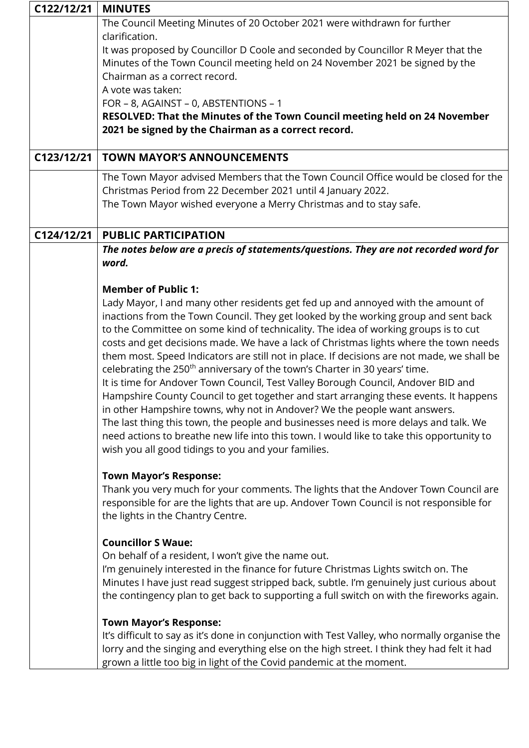| C122/12/21 | MINUTES |
|---|---|
| | The Council Meeting Minutes of 20 October 2021 were withdrawn for further clarification.<br>It was proposed by Councillor D Coole and seconded by Councillor R Meyer that the Minutes of the Town Council meeting held on 24 November 2021 be signed by the Chairman as a correct record.<br>A vote was taken:<br>FOR – 8, AGAINST – 0, ABSTENTIONS – 1<br>**RESOLVED: That the Minutes of the Town Council meeting held on 24 November 2021 be signed by the Chairman as a correct record.** |
| **C123/12/21** | **TOWN MAYOR'S ANNOUNCEMENTS** |
| | The Town Mayor advised Members that the Town Council Office would be closed for the Christmas Period from 22 December 2021 until 4 January 2022.<br>The Town Mayor wished everyone a Merry Christmas and to stay safe. |
| **C124/12/21** | **PUBLIC PARTICIPATION** |
| | ***The notes below are a precis of statements/questions. They are not recorded word for word.***<br><br>**Member of Public 1:**<br>Lady Mayor, I and many other residents get fed up and annoyed with the amount of inactions from the Town Council. They get looked by the working group and sent back to the Committee on some kind of technicality. The idea of working groups is to cut costs and get decisions made. We have a lack of Christmas lights where the town needs them most. Speed Indicators are still not in place. If decisions are not made, we shall be celebrating the 250th anniversary of the town's Charter in 30 years' time.<br>It is time for Andover Town Council, Test Valley Borough Council, Andover BID and Hampshire County Council to get together and start arranging these events. It happens in other Hampshire towns, why not in Andover? We the people want answers.<br>The last thing this town, the people and businesses need is more delays and talk. We need actions to breathe new life into this town. I would like to take this opportunity to wish you all good tidings to you and your families.<br><br>**Town Mayor's Response:**<br>Thank you very much for your comments. The lights that the Andover Town Council are responsible for are the lights that are up. Andover Town Council is not responsible for the lights in the Chantry Centre.<br><br>**Councillor S Waue:**<br>On behalf of a resident, I won't give the name out.<br>I'm genuinely interested in the finance for future Christmas Lights switch on. The Minutes I have just read suggest stripped back, subtle. I'm genuinely just curious about the contingency plan to get back to supporting a full switch on with the fireworks again.<br><br>**Town Mayor's Response:**<br>It's difficult to say as it's done in conjunction with Test Valley, who normally organise the lorry and the singing and everything else on the high street. I think they had felt it had grown a little too big in light of the Covid pandemic at the moment. |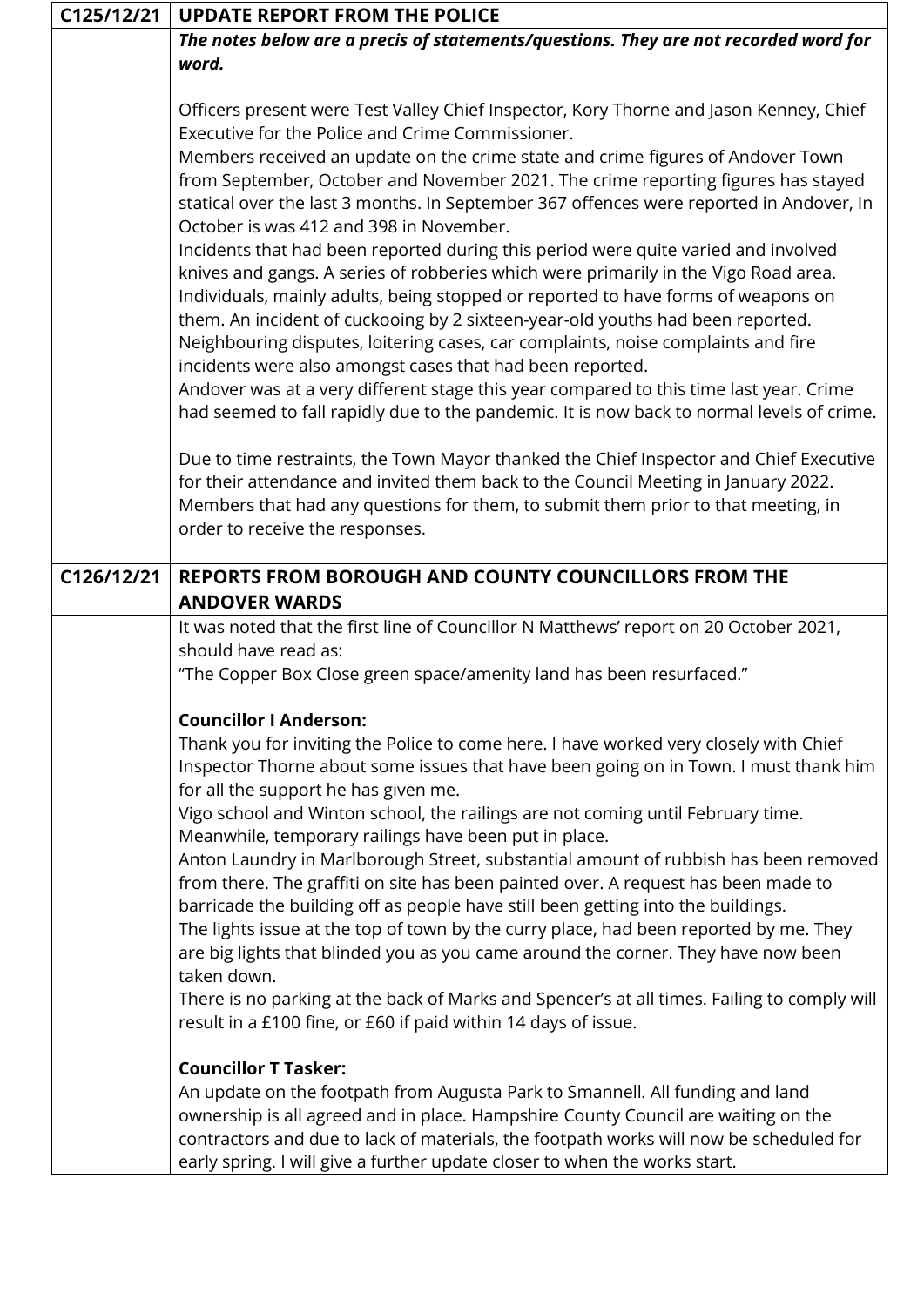| | |
|---|---|
| **C125/12/21** | **UPDATE REPORT FROM THE POLICE** |
| | ***The notes below are a precis of statements/questions. They are not recorded word for word.***<br><br>Officers present were Test Valley Chief Inspector, Kory Thorne and Jason Kenney, Chief Executive for the Police and Crime Commissioner.<br>Members received an update on the crime state and crime figures of Andover Town from September, October and November 2021. The crime reporting figures has stayed statical over the last 3 months. In September 367 offences were reported in Andover, In October is was 412 and 398 in November.<br>Incidents that had been reported during this period were quite varied and involved knives and gangs. A series of robberies which were primarily in the Vigo Road area. Individuals, mainly adults, being stopped or reported to have forms of weapons on them. An incident of cuckooing by 2 sixteen-year-old youths had been reported. Neighbouring disputes, loitering cases, car complaints, noise complaints and fire incidents were also amongst cases that had been reported.<br>Andover was at a very different stage this year compared to this time last year. Crime had seemed to fall rapidly due to the pandemic. It is now back to normal levels of crime.<br><br>Due to time restraints, the Town Mayor thanked the Chief Inspector and Chief Executive for their attendance and invited them back to the Council Meeting in January 2022. Members that had any questions for them, to submit them prior to that meeting, in order to receive the responses. |
| **C126/12/21** | **REPORTS FROM BOROUGH AND COUNTY COUNCILLORS FROM THE ANDOVER WARDS** |
| | It was noted that the first line of Councillor N Matthews' report on 20 October 2021, should have read as:<br>"The Copper Box Close green space/amenity land has been resurfaced."<br><br>**Councillor I Anderson:**<br>Thank you for inviting the Police to come here. I have worked very closely with Chief Inspector Thorne about some issues that have been going on in Town. I must thank him for all the support he has given me.<br>Vigo school and Winton school, the railings are not coming until February time. Meanwhile, temporary railings have been put in place.<br>Anton Laundry in Marlborough Street, substantial amount of rubbish has been removed from there. The graffiti on site has been painted over. A request has been made to barricade the building off as people have still been getting into the buildings.<br>The lights issue at the top of town by the curry place, had been reported by me. They are big lights that blinded you as you came around the corner. They have now been taken down.<br>There is no parking at the back of Marks and Spencer's at all times. Failing to comply will result in a £100 fine, or £60 if paid within 14 days of issue.<br><br>**Councillor T Tasker:**<br>An update on the footpath from Augusta Park to Smannell. All funding and land ownership is all agreed and in place. Hampshire County Council are waiting on the contractors and due to lack of materials, the footpath works will now be scheduled for early spring. I will give a further update closer to when the works start. |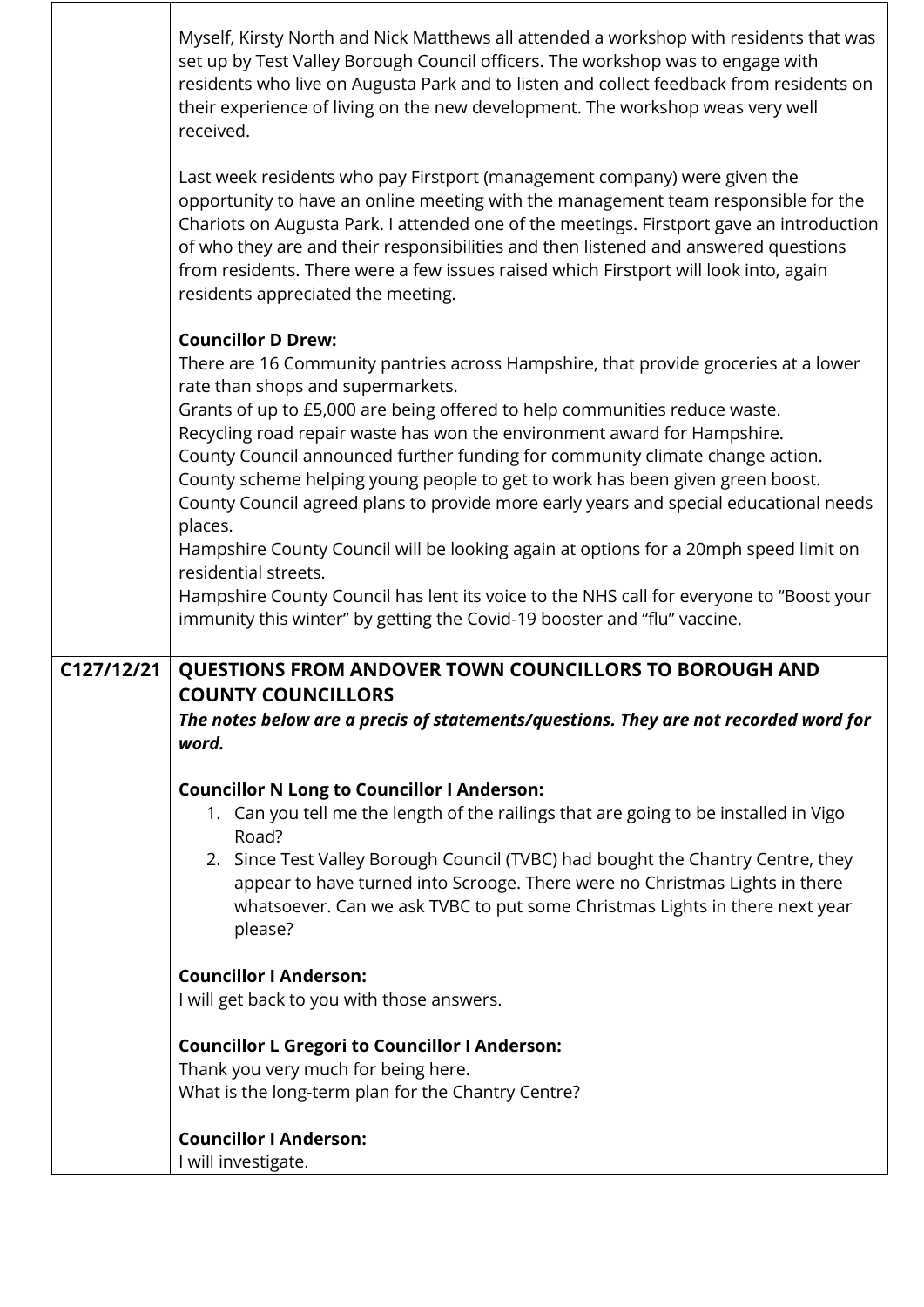| | |
|---|---|
| | Myself, Kirsty North and Nick Matthews all attended a workshop with residents that was set up by Test Valley Borough Council officers. The workshop was to engage with residents who live on Augusta Park and to listen and collect feedback from residents on their experience of living on the new development. The workshop weas very well received.<br><br>Last week residents who pay Firstport (management company) were given the opportunity to have an online meeting with the management team responsible for the Chariots on Augusta Park. I attended one of the meetings. Firstport gave an introduction of who they are and their responsibilities and then listened and answered questions from residents. There were a few issues raised which Firstport will look into, again residents appreciated the meeting.<br><br>**Councillor D Drew:**<br>There are 16 Community pantries across Hampshire, that provide groceries at a lower rate than shops and supermarkets.<br>Grants of up to £5,000 are being offered to help communities reduce waste.<br>Recycling road repair waste has won the environment award for Hampshire.<br>County Council announced further funding for community climate change action.<br>County scheme helping young people to get to work has been given green boost.<br>County Council agreed plans to provide more early years and special educational needs places.<br>Hampshire County Council will be looking again at options for a 20mph speed limit on residential streets.<br>Hampshire County Council has lent its voice to the NHS call for everyone to "Boost your immunity this winter" by getting the Covid-19 booster and "flu" vaccine. |
| **C127/12/21** | **QUESTIONS FROM ANDOVER TOWN COUNCILLORS TO BOROUGH AND COUNTY COUNCILLORS** |
| | ***The notes below are a precis of statements/questions. They are not recorded word for word.***<br><br>**Councillor N Long to Councillor I Anderson:**<br>1. Can you tell me the length of the railings that are going to be installed in Vigo Road?<br>2. Since Test Valley Borough Council (TVBC) had bought the Chantry Centre, they appear to have turned into Scrooge. There were no Christmas Lights in there whatsoever. Can we ask TVBC to put some Christmas Lights in there next year please?<br><br>**Councillor I Anderson:**<br>I will get back to you with those answers.<br><br>**Councillor L Gregori to Councillor I Anderson:**<br>Thank you very much for being here.<br>What is the long-term plan for the Chantry Centre?<br><br>**Councillor I Anderson:**<br>I will investigate. |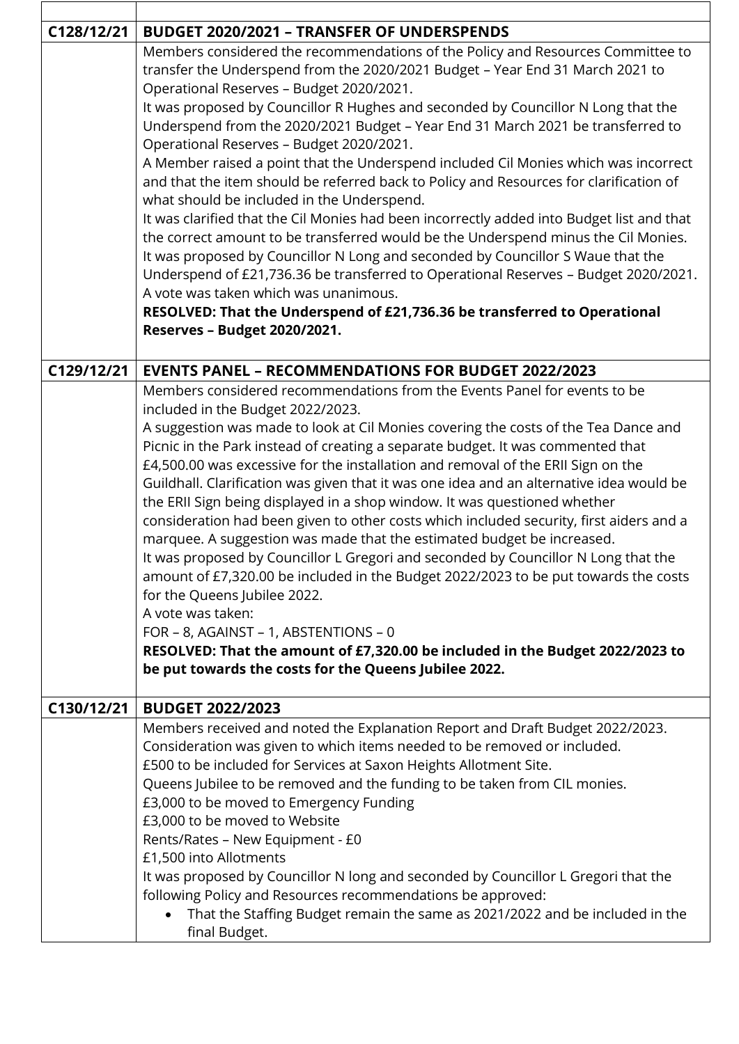| | |
|---|---|
| **C128/12/21** | **BUDGET 2020/2021 – TRANSFER OF UNDERSPENDS** |
| | Members considered the recommendations of the Policy and Resources Committee to transfer the Underspend from the 2020/2021 Budget – Year End 31 March 2021 to Operational Reserves – Budget 2020/2021.<br>It was proposed by Councillor R Hughes and seconded by Councillor N Long that the Underspend from the 2020/2021 Budget – Year End 31 March 2021 be transferred to Operational Reserves – Budget 2020/2021.<br>A Member raised a point that the Underspend included Cil Monies which was incorrect and that the item should be referred back to Policy and Resources for clarification of what should be included in the Underspend.<br>It was clarified that the Cil Monies had been incorrectly added into Budget list and that the correct amount to be transferred would be the Underspend minus the Cil Monies.<br>It was proposed by Councillor N Long and seconded by Councillor S Waue that the Underspend of £21,736.36 be transferred to Operational Reserves – Budget 2020/2021.<br>A vote was taken which was unanimous.<br>**RESOLVED: That the Underspend of £21,736.36 be transferred to Operational Reserves – Budget 2020/2021.** |
| **C129/12/21** | **EVENTS PANEL – RECOMMENDATIONS FOR BUDGET 2022/2023** |
| | Members considered recommendations from the Events Panel for events to be included in the Budget 2022/2023.<br>A suggestion was made to look at Cil Monies covering the costs of the Tea Dance and Picnic in the Park instead of creating a separate budget. It was commented that £4,500.00 was excessive for the installation and removal of the ERII Sign on the Guildhall. Clarification was given that it was one idea and an alternative idea would be the ERII Sign being displayed in a shop window. It was questioned whether consideration had been given to other costs which included security, first aiders and a marquee. A suggestion was made that the estimated budget be increased.<br>It was proposed by Councillor L Gregori and seconded by Councillor N Long that the amount of £7,320.00 be included in the Budget 2022/2023 to be put towards the costs for the Queens Jubilee 2022.<br>A vote was taken:<br>FOR – 8, AGAINST – 1, ABSTENTIONS – 0<br>**RESOLVED: That the amount of £7,320.00 be included in the Budget 2022/2023 to be put towards the costs for the Queens Jubilee 2022.** |
| **C130/12/21** | **BUDGET 2022/2023** |
| | Members received and noted the Explanation Report and Draft Budget 2022/2023.<br>Consideration was given to which items needed to be removed or included.<br>£500 to be included for Services at Saxon Heights Allotment Site.<br>Queens Jubilee to be removed and the funding to be taken from CIL monies.<br>£3,000 to be moved to Emergency Funding<br>£3,000 to be moved to Website<br>Rents/Rates – New Equipment - £0<br>£1,500 into Allotments<br>It was proposed by Councillor N long and seconded by Councillor L Gregori that the following Policy and Resources recommendations be approved:<br>• That the Staffing Budget remain the same as 2021/2022 and be included in the final Budget. |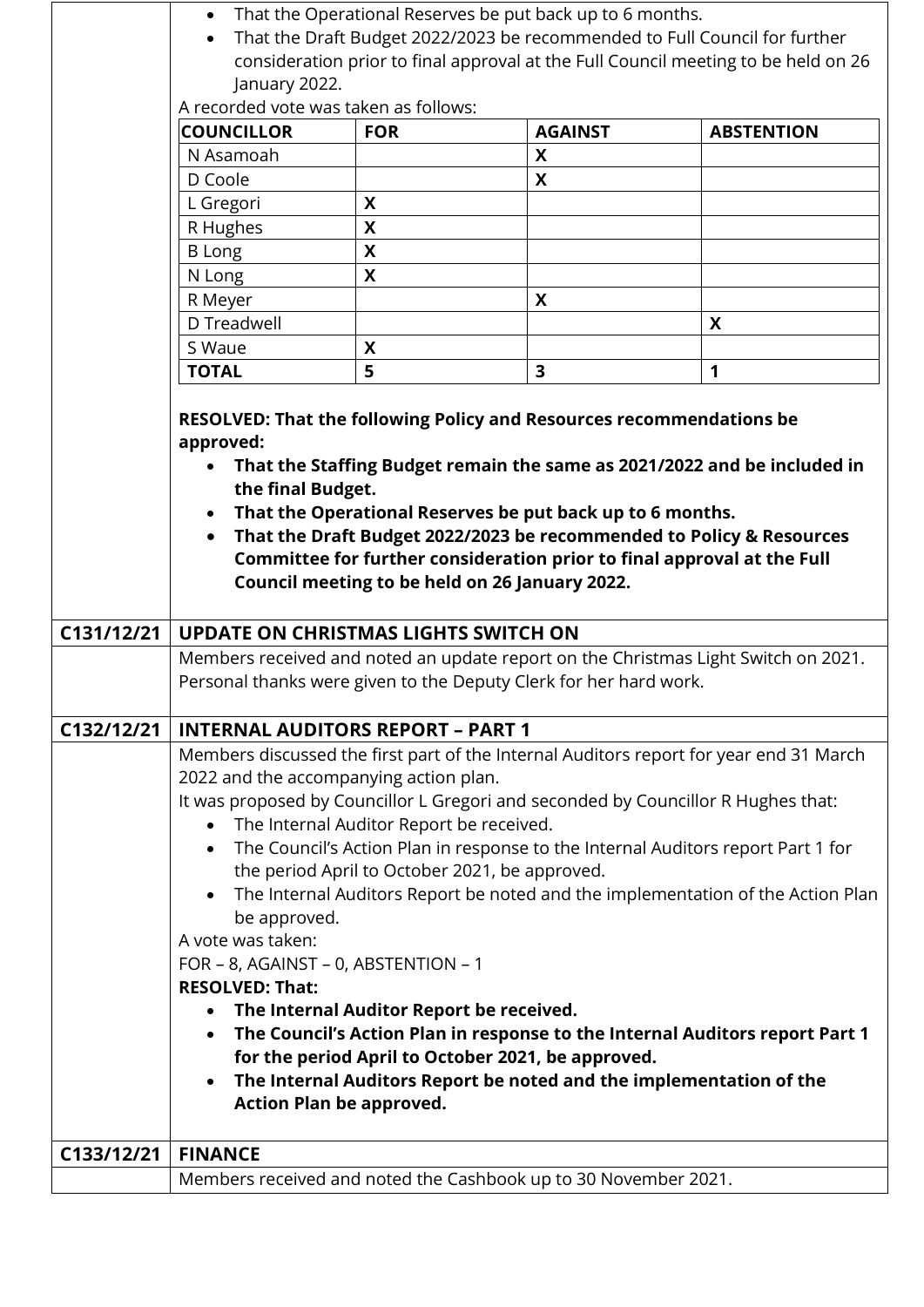- That the Operational Reserves be put back up to 6 months.
- That the Draft Budget 2022/2023 be recommended to Full Council for further consideration prior to final approval at the Full Council meeting to be held on 26 January 2022.

A recorded vote was taken as follows:

| COUNCILLOR | FOR | AGAINST | ABSTENTION |
|---|---|---|---|
| N Asamoah | | X | |
| D Coole | | X | |
| L Gregori | X | | |
| R Hughes | X | | |
| B Long | X | | |
| N Long | X | | |
| R Meyer | | X | |
| D Treadwell | | | X |
| S Waue | X | | |
| **TOTAL** | **5** | **3** | **1** |

**RESOLVED: That the following Policy and Resources recommendations be approved:**

- **That the Staffing Budget remain the same as 2021/2022 and be included in the final Budget.**
- **That the Operational Reserves be put back up to 6 months.**
- **That the Draft Budget 2022/2023 be recommended to Policy & Resources Committee for further consideration prior to final approval at the Full Council meeting to be held on 26 January 2022.**

## C131/12/21 UPDATE ON CHRISTMAS LIGHTS SWITCH ON

Members received and noted an update report on the Christmas Light Switch on 2021. Personal thanks were given to the Deputy Clerk for her hard work.

## C132/12/21 INTERNAL AUDITORS REPORT – PART 1

Members discussed the first part of the Internal Auditors report for year end 31 March 2022 and the accompanying action plan.

It was proposed by Councillor L Gregori and seconded by Councillor R Hughes that:

- The Internal Auditor Report be received.
- The Council's Action Plan in response to the Internal Auditors report Part 1 for the period April to October 2021, be approved.
- The Internal Auditors Report be noted and the implementation of the Action Plan be approved.

A vote was taken:

FOR – 8, AGAINST – 0, ABSTENTION – 1

**RESOLVED: That:**

- **The Internal Auditor Report be received.**
- **The Council's Action Plan in response to the Internal Auditors report Part 1 for the period April to October 2021, be approved.**
- **The Internal Auditors Report be noted and the implementation of the Action Plan be approved.**

## C133/12/21 FINANCE

Members received and noted the Cashbook up to 30 November 2021.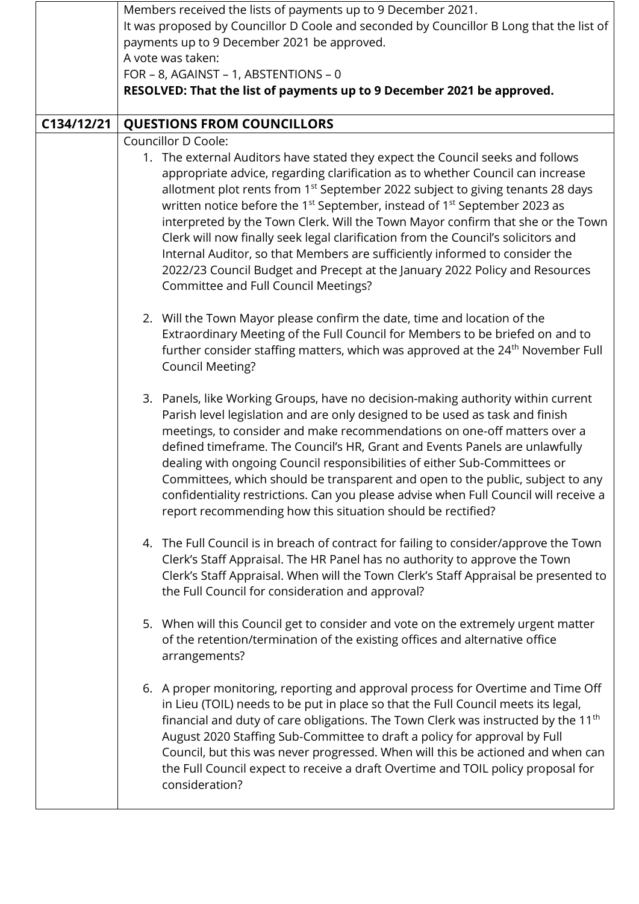| | |
|---|---|
| | Members received the lists of payments up to 9 December 2021.<br>It was proposed by Councillor D Coole and seconded by Councillor B Long that the list of payments up to 9 December 2021 be approved.<br>A vote was taken:<br>FOR – 8, AGAINST – 1, ABSTENTIONS – 0<br>**RESOLVED: That the list of payments up to 9 December 2021 be approved.** |
| **C134/12/21** | **QUESTIONS FROM COUNCILLORS** |
| | Councillor D Coole:<br>1. The external Auditors have stated they expect the Council seeks and follows appropriate advice, regarding clarification as to whether Council can increase allotment plot rents from 1st September 2022 subject to giving tenants 28 days written notice before the 1st September, instead of 1st September 2023 as interpreted by the Town Clerk. Will the Town Mayor confirm that she or the Town Clerk will now finally seek legal clarification from the Council's solicitors and Internal Auditor, so that Members are sufficiently informed to consider the 2022/23 Council Budget and Precept at the January 2022 Policy and Resources Committee and Full Council Meetings?<br><br>2. Will the Town Mayor please confirm the date, time and location of the Extraordinary Meeting of the Full Council for Members to be briefed on and to further consider staffing matters, which was approved at the 24th November Full Council Meeting?<br><br>3. Panels, like Working Groups, have no decision-making authority within current Parish level legislation and are only designed to be used as task and finish meetings, to consider and make recommendations on one-off matters over a defined timeframe. The Council's HR, Grant and Events Panels are unlawfully dealing with ongoing Council responsibilities of either Sub-Committees or Committees, which should be transparent and open to the public, subject to any confidentiality restrictions. Can you please advise when Full Council will receive a report recommending how this situation should be rectified?<br><br>4. The Full Council is in breach of contract for failing to consider/approve the Town Clerk's Staff Appraisal. The HR Panel has no authority to approve the Town Clerk's Staff Appraisal. When will the Town Clerk's Staff Appraisal be presented to the Full Council for consideration and approval?<br><br>5. When will this Council get to consider and vote on the extremely urgent matter of the retention/termination of the existing offices and alternative office arrangements?<br><br>6. A proper monitoring, reporting and approval process for Overtime and Time Off in Lieu (TOIL) needs to be put in place so that the Full Council meets its legal, financial and duty of care obligations. The Town Clerk was instructed by the 11th August 2020 Staffing Sub-Committee to draft a policy for approval by Full Council, but this was never progressed. When will this be actioned and when can the Full Council expect to receive a draft Overtime and TOIL policy proposal for consideration? |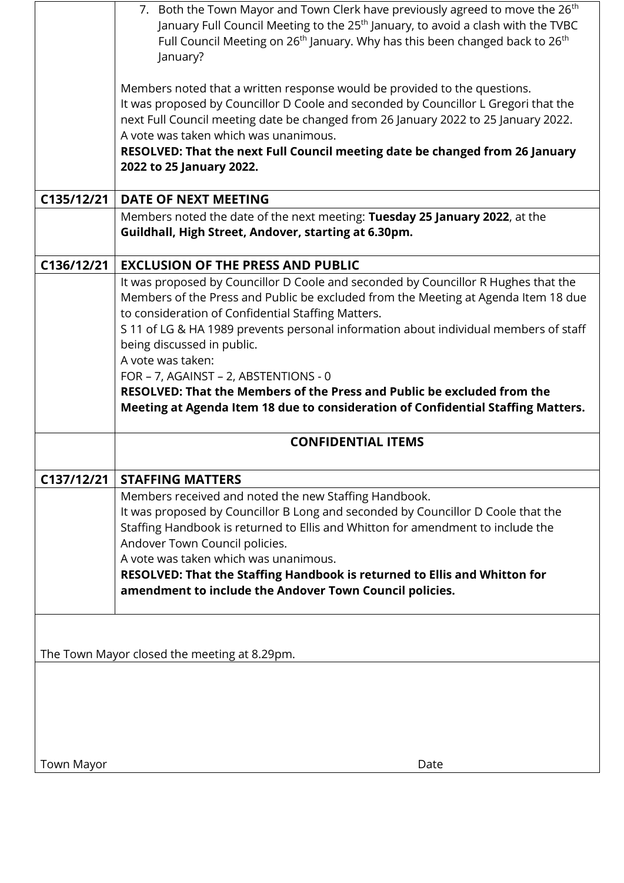| | |
|---|---|
| | 7. Both the Town Mayor and Town Clerk have previously agreed to move the 26th January Full Council Meeting to the 25th January, to avoid a clash with the TVBC Full Council Meeting on 26th January. Why has this been changed back to 26th January?<br><br>Members noted that a written response would be provided to the questions.<br>It was proposed by Councillor D Coole and seconded by Councillor L Gregori that the next Full Council meeting date be changed from 26 January 2022 to 25 January 2022.<br>A vote was taken which was unanimous.<br>**RESOLVED: That the next Full Council meeting date be changed from 26 January 2022 to 25 January 2022.** |
| **C135/12/21** | **DATE OF NEXT MEETING** |
| | Members noted the date of the next meeting: **Tuesday 25 January 2022**, at the **Guildhall, High Street, Andover, starting at 6.30pm.** |
| **C136/12/21** | **EXCLUSION OF THE PRESS AND PUBLIC** |
| | It was proposed by Councillor D Coole and seconded by Councillor R Hughes that the Members of the Press and Public be excluded from the Meeting at Agenda Item 18 due to consideration of Confidential Staffing Matters.<br>S 11 of LG & HA 1989 prevents personal information about individual members of staff being discussed in public.<br>A vote was taken:<br>FOR – 7, AGAINST – 2, ABSTENTIONS - 0<br>**RESOLVED: That the Members of the Press and Public be excluded from the Meeting at Agenda Item 18 due to consideration of Confidential Staffing Matters.** |
| | **CONFIDENTIAL ITEMS** |
| **C137/12/21** | **STAFFING MATTERS** |
| | Members received and noted the new Staffing Handbook.<br>It was proposed by Councillor B Long and seconded by Councillor D Coole that the Staffing Handbook is returned to Ellis and Whitton for amendment to include the Andover Town Council policies.<br>A vote was taken which was unanimous.<br>**RESOLVED: That the Staffing Handbook is returned to Ellis and Whitton for amendment to include the Andover Town Council policies.** |

The Town Mayor closed the meeting at 8.29pm.

Town Mayor Date